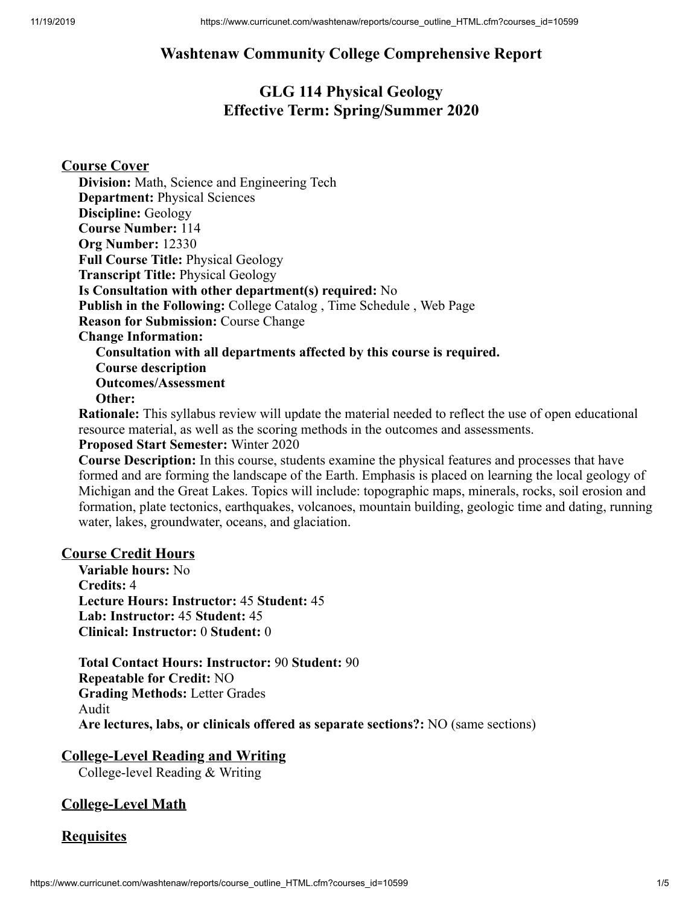# Washtenaw Community College Comprehensive Report

## GLG 114 Physical Geology
## Effective Term: Spring/Summer 2020

### Course Cover

**Division:** Math, Science and Engineering Tech
**Department:** Physical Sciences
**Discipline:** Geology
**Course Number:** 114
**Org Number:** 12330
**Full Course Title:** Physical Geology
**Transcript Title:** Physical Geology
**Is Consultation with other department(s) required:** No
**Publish in the Following:** College Catalog , Time Schedule , Web Page
**Reason for Submission:** Course Change
**Change Information:**

- **Consultation with all departments affected by this course is required.**
- **Course description**
- **Outcomes/Assessment**
- **Other:**

**Rationale:** This syllabus review will update the material needed to reflect the use of open educational resource material, as well as the scoring methods in the outcomes and assessments.
**Proposed Start Semester:** Winter 2020
**Course Description:** In this course, students examine the physical features and processes that have formed and are forming the landscape of the Earth. Emphasis is placed on learning the local geology of Michigan and the Great Lakes. Topics will include: topographic maps, minerals, rocks, soil erosion and formation, plate tectonics, earthquakes, volcanoes, mountain building, geologic time and dating, running water, lakes, groundwater, oceans, and glaciation.

### Course Credit Hours

**Variable hours:** No
**Credits:** 4
**Lecture Hours: Instructor:** 45 **Student:** 45
**Lab: Instructor:** 45 **Student:** 45
**Clinical: Instructor:** 0 **Student:** 0

**Total Contact Hours: Instructor:** 90 **Student:** 90
**Repeatable for Credit:** NO
**Grading Methods:** Letter Grades
Audit
**Are lectures, labs, or clinicals offered as separate sections?:** NO (same sections)

### College-Level Reading and Writing

College-level Reading & Writing

### College-Level Math

### Requisites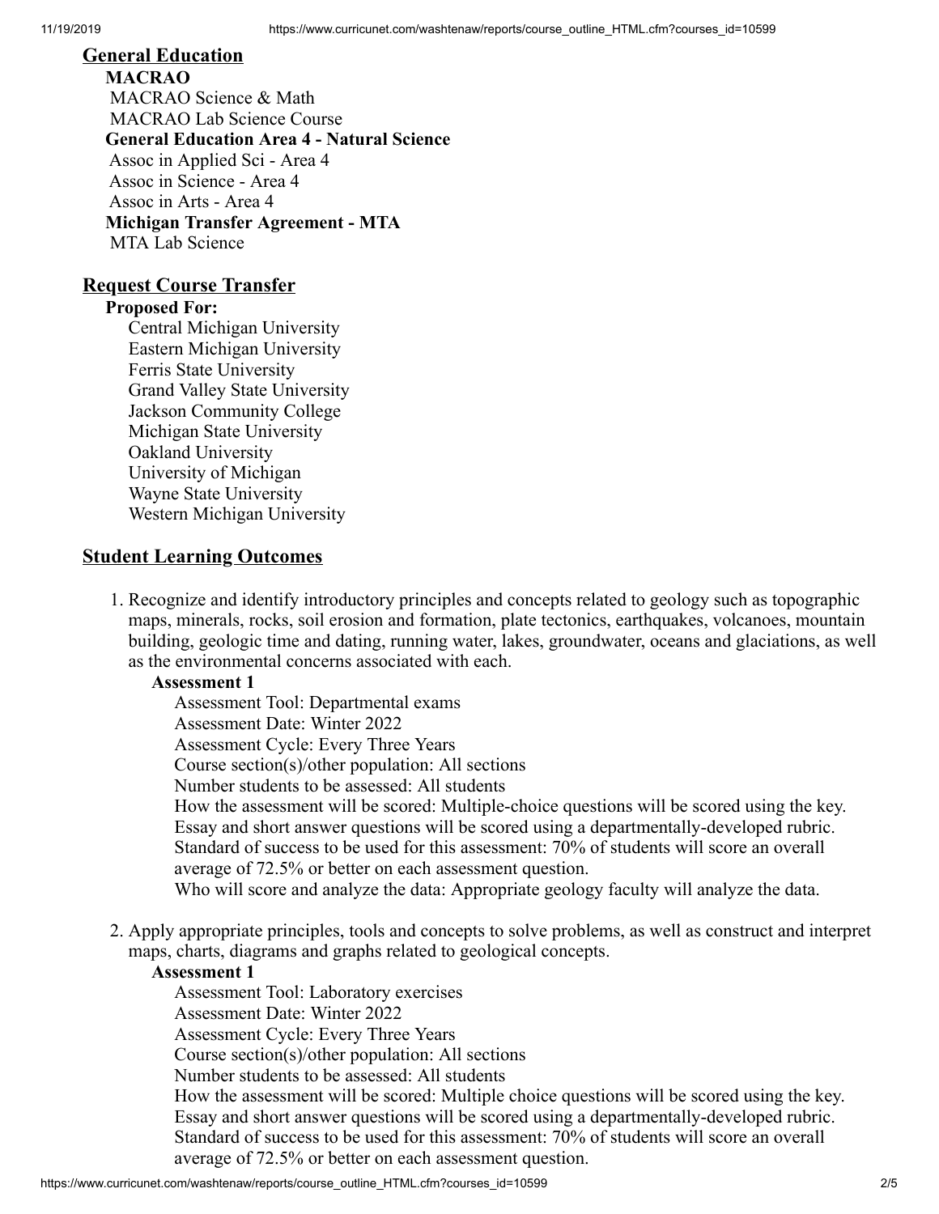## General Education

**MACRAO**

MACRAO Science & Math

MACRAO Lab Science Course

**General Education Area 4 - Natural Science**

Assoc in Applied Sci - Area 4

Assoc in Science - Area 4

Assoc in Arts - Area 4

**Michigan Transfer Agreement - MTA**

MTA Lab Science

## Request Course Transfer

**Proposed For:**

Central Michigan University
Eastern Michigan University
Ferris State University
Grand Valley State University
Jackson Community College
Michigan State University
Oakland University
University of Michigan
Wayne State University
Western Michigan University

## Student Learning Outcomes

1. Recognize and identify introductory principles and concepts related to geology such as topographic maps, minerals, rocks, soil erosion and formation, plate tectonics, earthquakes, volcanoes, mountain building, geologic time and dating, running water, lakes, groundwater, oceans and glaciations, as well as the environmental concerns associated with each.

   **Assessment 1**

   Assessment Tool: Departmental exams
   Assessment Date: Winter 2022
   Assessment Cycle: Every Three Years
   Course section(s)/other population: All sections
   Number students to be assessed: All students
   How the assessment will be scored: Multiple-choice questions will be scored using the key. Essay and short answer questions will be scored using a departmentally-developed rubric.
   Standard of success to be used for this assessment: 70% of students will score an overall average of 72.5% or better on each assessment question.
   Who will score and analyze the data: Appropriate geology faculty will analyze the data.

2. Apply appropriate principles, tools and concepts to solve problems, as well as construct and interpret maps, charts, diagrams and graphs related to geological concepts.

   **Assessment 1**

   Assessment Tool: Laboratory exercises
   Assessment Date: Winter 2022
   Assessment Cycle: Every Three Years
   Course section(s)/other population: All sections
   Number students to be assessed: All students
   How the assessment will be scored: Multiple choice questions will be scored using the key. Essay and short answer questions will be scored using a departmentally-developed rubric.
   Standard of success to be used for this assessment: 70% of students will score an overall average of 72.5% or better on each assessment question.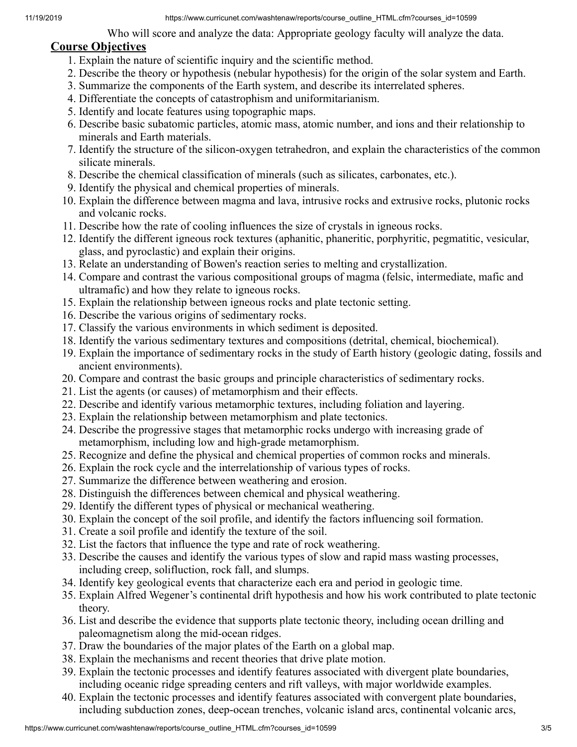Who will score and analyze the data: Appropriate geology faculty will analyze the data.

## Course Objectives

1. Explain the nature of scientific inquiry and the scientific method.
2. Describe the theory or hypothesis (nebular hypothesis) for the origin of the solar system and Earth.
3. Summarize the components of the Earth system, and describe its interrelated spheres.
4. Differentiate the concepts of catastrophism and uniformitarianism.
5. Identify and locate features using topographic maps.
6. Describe basic subatomic particles, atomic mass, atomic number, and ions and their relationship to minerals and Earth materials.
7. Identify the structure of the silicon-oxygen tetrahedron, and explain the characteristics of the common silicate minerals.
8. Describe the chemical classification of minerals (such as silicates, carbonates, etc.).
9. Identify the physical and chemical properties of minerals.
10. Explain the difference between magma and lava, intrusive rocks and extrusive rocks, plutonic rocks and volcanic rocks.
11. Describe how the rate of cooling influences the size of crystals in igneous rocks.
12. Identify the different igneous rock textures (aphanitic, phaneritic, porphyritic, pegmatitic, vesicular, glass, and pyroclastic) and explain their origins.
13. Relate an understanding of Bowen's reaction series to melting and crystallization.
14. Compare and contrast the various compositional groups of magma (felsic, intermediate, mafic and ultramafic) and how they relate to igneous rocks.
15. Explain the relationship between igneous rocks and plate tectonic setting.
16. Describe the various origins of sedimentary rocks.
17. Classify the various environments in which sediment is deposited.
18. Identify the various sedimentary textures and compositions (detrital, chemical, biochemical).
19. Explain the importance of sedimentary rocks in the study of Earth history (geologic dating, fossils and ancient environments).
20. Compare and contrast the basic groups and principle characteristics of sedimentary rocks.
21. List the agents (or causes) of metamorphism and their effects.
22. Describe and identify various metamorphic textures, including foliation and layering.
23. Explain the relationship between metamorphism and plate tectonics.
24. Describe the progressive stages that metamorphic rocks undergo with increasing grade of metamorphism, including low and high-grade metamorphism.
25. Recognize and define the physical and chemical properties of common rocks and minerals.
26. Explain the rock cycle and the interrelationship of various types of rocks.
27. Summarize the difference between weathering and erosion.
28. Distinguish the differences between chemical and physical weathering.
29. Identify the different types of physical or mechanical weathering.
30. Explain the concept of the soil profile, and identify the factors influencing soil formation.
31. Create a soil profile and identify the texture of the soil.
32. List the factors that influence the type and rate of rock weathering.
33. Describe the causes and identify the various types of slow and rapid mass wasting processes, including creep, solifluction, rock fall, and slumps.
34. Identify key geological events that characterize each era and period in geologic time.
35. Explain Alfred Wegener's continental drift hypothesis and how his work contributed to plate tectonic theory.
36. List and describe the evidence that supports plate tectonic theory, including ocean drilling and paleomagnetism along the mid-ocean ridges.
37. Draw the boundaries of the major plates of the Earth on a global map.
38. Explain the mechanisms and recent theories that drive plate motion.
39. Explain the tectonic processes and identify features associated with divergent plate boundaries, including oceanic ridge spreading centers and rift valleys, with major worldwide examples.
40. Explain the tectonic processes and identify features associated with convergent plate boundaries, including subduction zones, deep-ocean trenches, volcanic island arcs, continental volcanic arcs,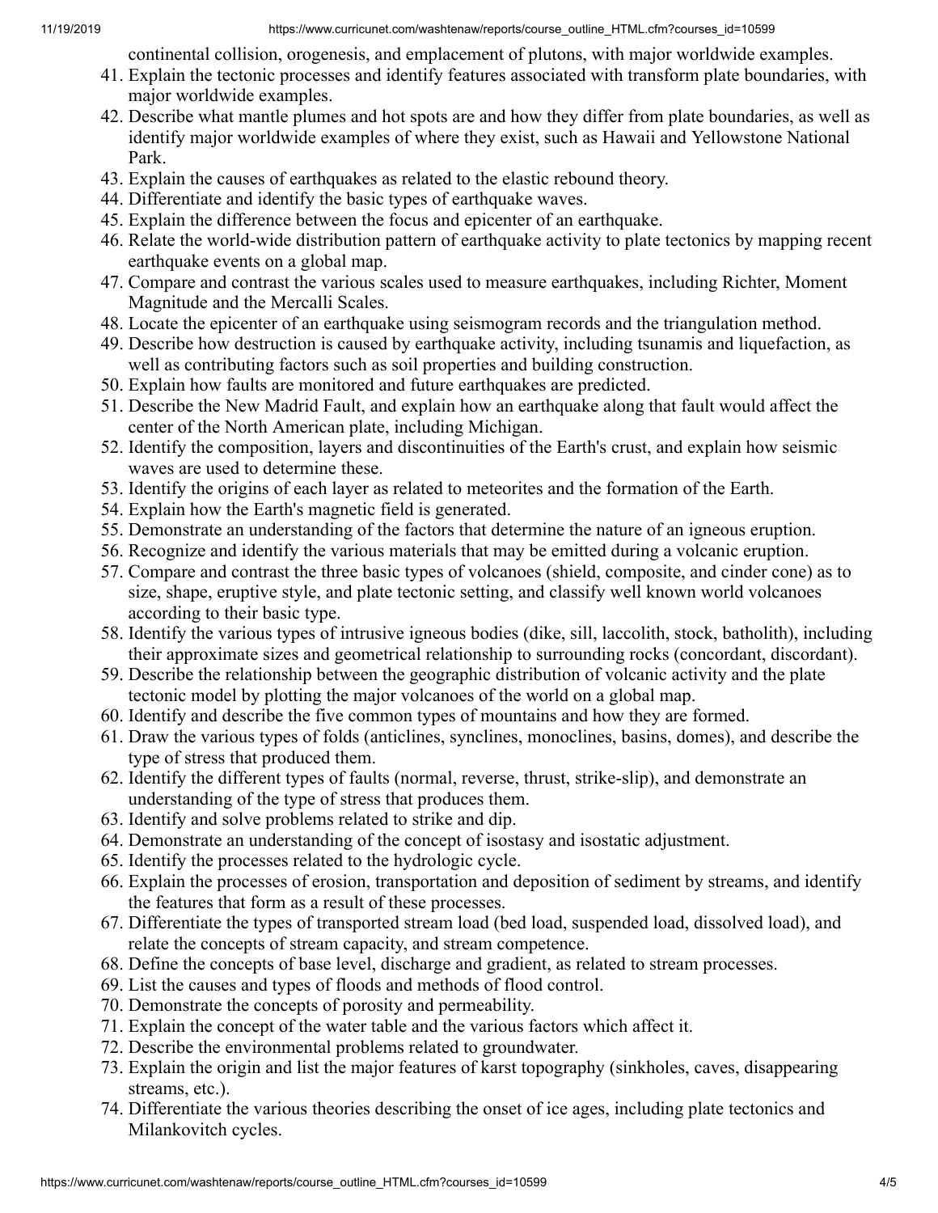continental collision, orogenesis, and emplacement of plutons, with major worldwide examples.

41. Explain the tectonic processes and identify features associated with transform plate boundaries, with major worldwide examples.
42. Describe what mantle plumes and hot spots are and how they differ from plate boundaries, as well as identify major worldwide examples of where they exist, such as Hawaii and Yellowstone National Park.
43. Explain the causes of earthquakes as related to the elastic rebound theory.
44. Differentiate and identify the basic types of earthquake waves.
45. Explain the difference between the focus and epicenter of an earthquake.
46. Relate the world-wide distribution pattern of earthquake activity to plate tectonics by mapping recent earthquake events on a global map.
47. Compare and contrast the various scales used to measure earthquakes, including Richter, Moment Magnitude and the Mercalli Scales.
48. Locate the epicenter of an earthquake using seismogram records and the triangulation method.
49. Describe how destruction is caused by earthquake activity, including tsunamis and liquefaction, as well as contributing factors such as soil properties and building construction.
50. Explain how faults are monitored and future earthquakes are predicted.
51. Describe the New Madrid Fault, and explain how an earthquake along that fault would affect the center of the North American plate, including Michigan.
52. Identify the composition, layers and discontinuities of the Earth's crust, and explain how seismic waves are used to determine these.
53. Identify the origins of each layer as related to meteorites and the formation of the Earth.
54. Explain how the Earth's magnetic field is generated.
55. Demonstrate an understanding of the factors that determine the nature of an igneous eruption.
56. Recognize and identify the various materials that may be emitted during a volcanic eruption.
57. Compare and contrast the three basic types of volcanoes (shield, composite, and cinder cone) as to size, shape, eruptive style, and plate tectonic setting, and classify well known world volcanoes according to their basic type.
58. Identify the various types of intrusive igneous bodies (dike, sill, laccolith, stock, batholith), including their approximate sizes and geometrical relationship to surrounding rocks (concordant, discordant).
59. Describe the relationship between the geographic distribution of volcanic activity and the plate tectonic model by plotting the major volcanoes of the world on a global map.
60. Identify and describe the five common types of mountains and how they are formed.
61. Draw the various types of folds (anticlines, synclines, monoclines, basins, domes), and describe the type of stress that produced them.
62. Identify the different types of faults (normal, reverse, thrust, strike-slip), and demonstrate an understanding of the type of stress that produces them.
63. Identify and solve problems related to strike and dip.
64. Demonstrate an understanding of the concept of isostasy and isostatic adjustment.
65. Identify the processes related to the hydrologic cycle.
66. Explain the processes of erosion, transportation and deposition of sediment by streams, and identify the features that form as a result of these processes.
67. Differentiate the types of transported stream load (bed load, suspended load, dissolved load), and relate the concepts of stream capacity, and stream competence.
68. Define the concepts of base level, discharge and gradient, as related to stream processes.
69. List the causes and types of floods and methods of flood control.
70. Demonstrate the concepts of porosity and permeability.
71. Explain the concept of the water table and the various factors which affect it.
72. Describe the environmental problems related to groundwater.
73. Explain the origin and list the major features of karst topography (sinkholes, caves, disappearing streams, etc.).
74. Differentiate the various theories describing the onset of ice ages, including plate tectonics and Milankovitch cycles.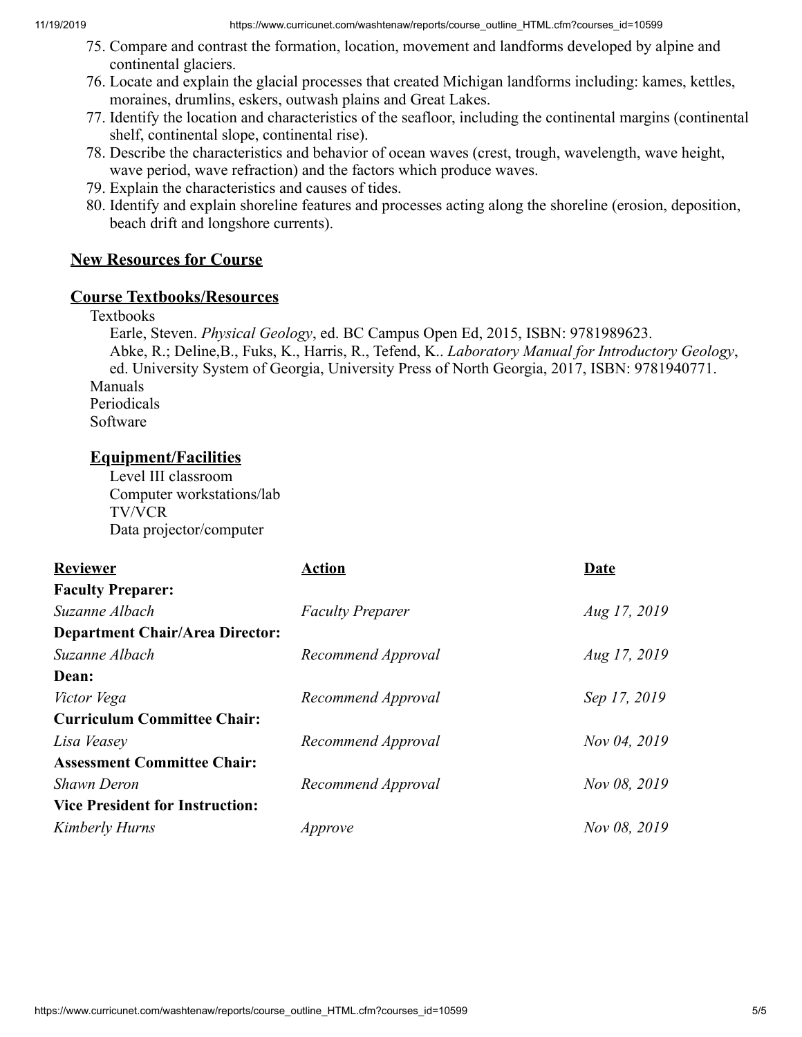75. Compare and contrast the formation, location, movement and landforms developed by alpine and continental glaciers.
76. Locate and explain the glacial processes that created Michigan landforms including: kames, kettles, moraines, drumlins, eskers, outwash plains and Great Lakes.
77. Identify the location and characteristics of the seafloor, including the continental margins (continental shelf, continental slope, continental rise).
78. Describe the characteristics and behavior of ocean waves (crest, trough, wavelength, wave height, wave period, wave refraction) and the factors which produce waves.
79. Explain the characteristics and causes of tides.
80. Identify and explain shoreline features and processes acting along the shoreline (erosion, deposition, beach drift and longshore currents).

## New Resources for Course

## Course Textbooks/Resources

Textbooks

Earle, Steven. *Physical Geology*, ed. BC Campus Open Ed, 2015, ISBN: 9781989623.

Abke, R.; Deline,B., Fuks, K., Harris, R., Tefend, K.. *Laboratory Manual for Introductory Geology*, ed. University System of Georgia, University Press of North Georgia, 2017, ISBN: 9781940771.

Manuals

Periodicals

Software

### Equipment/Facilities

Level III classroom
Computer workstations/lab
TV/VCR
Data projector/computer

| Reviewer | Action | Date |
|---|---|---|
| **Faculty Preparer:** | | |
| *Suzanne Albach* | *Faculty Preparer* | *Aug 17, 2019* |
| **Department Chair/Area Director:** | | |
| *Suzanne Albach* | *Recommend Approval* | *Aug 17, 2019* |
| **Dean:** | | |
| *Victor Vega* | *Recommend Approval* | *Sep 17, 2019* |
| **Curriculum Committee Chair:** | | |
| *Lisa Veasey* | *Recommend Approval* | *Nov 04, 2019* |
| **Assessment Committee Chair:** | | |
| *Shawn Deron* | *Recommend Approval* | *Nov 08, 2019* |
| **Vice President for Instruction:** | | |
| *Kimberly Hurns* | *Approve* | *Nov 08, 2019* |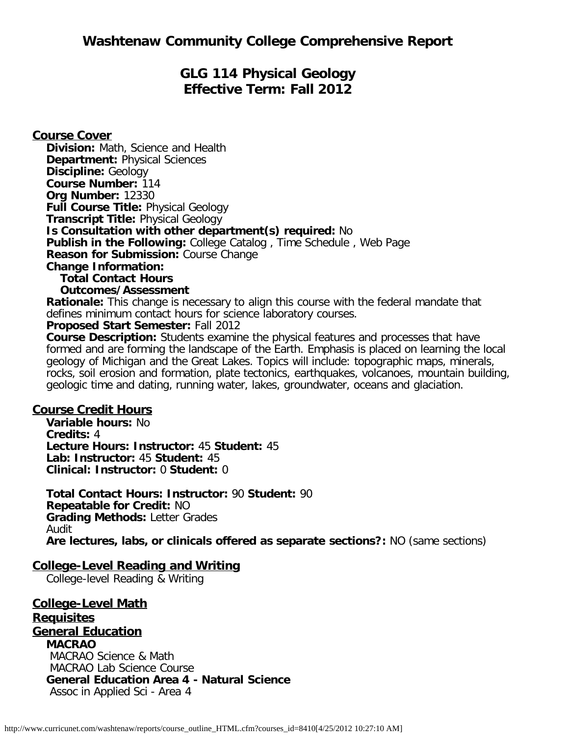# Washtenaw Community College Comprehensive Report

## GLG 114 Physical Geology
## Effective Term: Fall 2012

### Course Cover

**Division:** Math, Science and Health
**Department:** Physical Sciences
**Discipline:** Geology
**Course Number:** 114
**Org Number:** 12330
**Full Course Title:** Physical Geology
**Transcript Title:** Physical Geology
**Is Consultation with other department(s) required:** No
**Publish in the Following:** College Catalog , Time Schedule , Web Page
**Reason for Submission:** Course Change
**Change Information:**
  **Total Contact Hours**
  **Outcomes/Assessment**
**Rationale:** This change is necessary to align this course with the federal mandate that defines minimum contact hours for science laboratory courses.
**Proposed Start Semester:** Fall 2012
**Course Description:** Students examine the physical features and processes that have formed and are forming the landscape of the Earth. Emphasis is placed on learning the local geology of Michigan and the Great Lakes. Topics will include: topographic maps, minerals, rocks, soil erosion and formation, plate tectonics, earthquakes, volcanoes, mountain building, geologic time and dating, running water, lakes, groundwater, oceans and glaciation.

### Course Credit Hours

**Variable hours:** No
**Credits:** 4
**Lecture Hours: Instructor:** 45 **Student:** 45
**Lab: Instructor:** 45 **Student:** 45
**Clinical: Instructor:** 0 **Student:** 0

**Total Contact Hours: Instructor:** 90 **Student:** 90
**Repeatable for Credit:** NO
**Grading Methods:** Letter Grades
Audit
**Are lectures, labs, or clinicals offered as separate sections?:** NO (same sections)

### College-Level Reading and Writing

College-level Reading & Writing

### College-Level Math

### Requisites

### General Education

**MACRAO**
MACRAO Science & Math
MACRAO Lab Science Course
**General Education Area 4 - Natural Science**
Assoc in Applied Sci - Area 4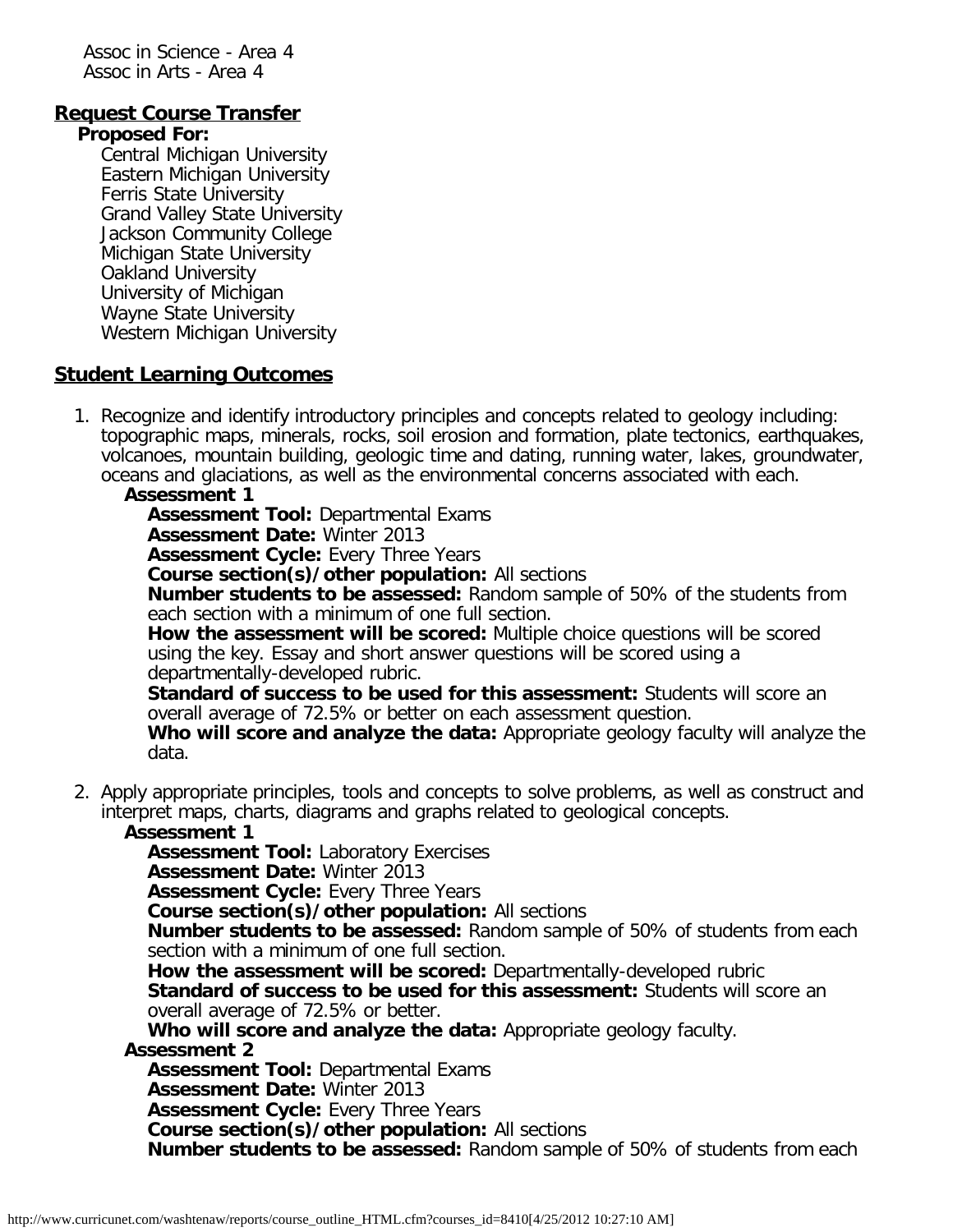Assoc in Science - Area 4
Assoc in Arts - Area 4

## Request Course Transfer

**Proposed For:**

Central Michigan University
Eastern Michigan University
Ferris State University
Grand Valley State University
Jackson Community College
Michigan State University
Oakland University
University of Michigan
Wayne State University
Western Michigan University

## Student Learning Outcomes

1. Recognize and identify introductory principles and concepts related to geology including: topographic maps, minerals, rocks, soil erosion and formation, plate tectonics, earthquakes, volcanoes, mountain building, geologic time and dating, running water, lakes, groundwater, oceans and glaciations, as well as the environmental concerns associated with each.

   **Assessment 1**

   **Assessment Tool:** Departmental Exams
   **Assessment Date:** Winter 2013
   **Assessment Cycle:** Every Three Years
   **Course section(s)/other population:** All sections
   **Number students to be assessed:** Random sample of 50% of the students from each section with a minimum of one full section.
   **How the assessment will be scored:** Multiple choice questions will be scored using the key. Essay and short answer questions will be scored using a departmentally-developed rubric.
   **Standard of success to be used for this assessment:** Students will score an overall average of 72.5% or better on each assessment question.
   **Who will score and analyze the data:** Appropriate geology faculty will analyze the data.

2. Apply appropriate principles, tools and concepts to solve problems, as well as construct and interpret maps, charts, diagrams and graphs related to geological concepts.

   **Assessment 1**

   **Assessment Tool:** Laboratory Exercises
   **Assessment Date:** Winter 2013
   **Assessment Cycle:** Every Three Years
   **Course section(s)/other population:** All sections
   **Number students to be assessed:** Random sample of 50% of students from each section with a minimum of one full section.
   **How the assessment will be scored:** Departmentally-developed rubric
   **Standard of success to be used for this assessment:** Students will score an overall average of 72.5% or better.
   **Who will score and analyze the data:** Appropriate geology faculty.

   **Assessment 2**

   **Assessment Tool:** Departmental Exams
   **Assessment Date:** Winter 2013
   **Assessment Cycle:** Every Three Years
   **Course section(s)/other population:** All sections
   **Number students to be assessed:** Random sample of 50% of students from each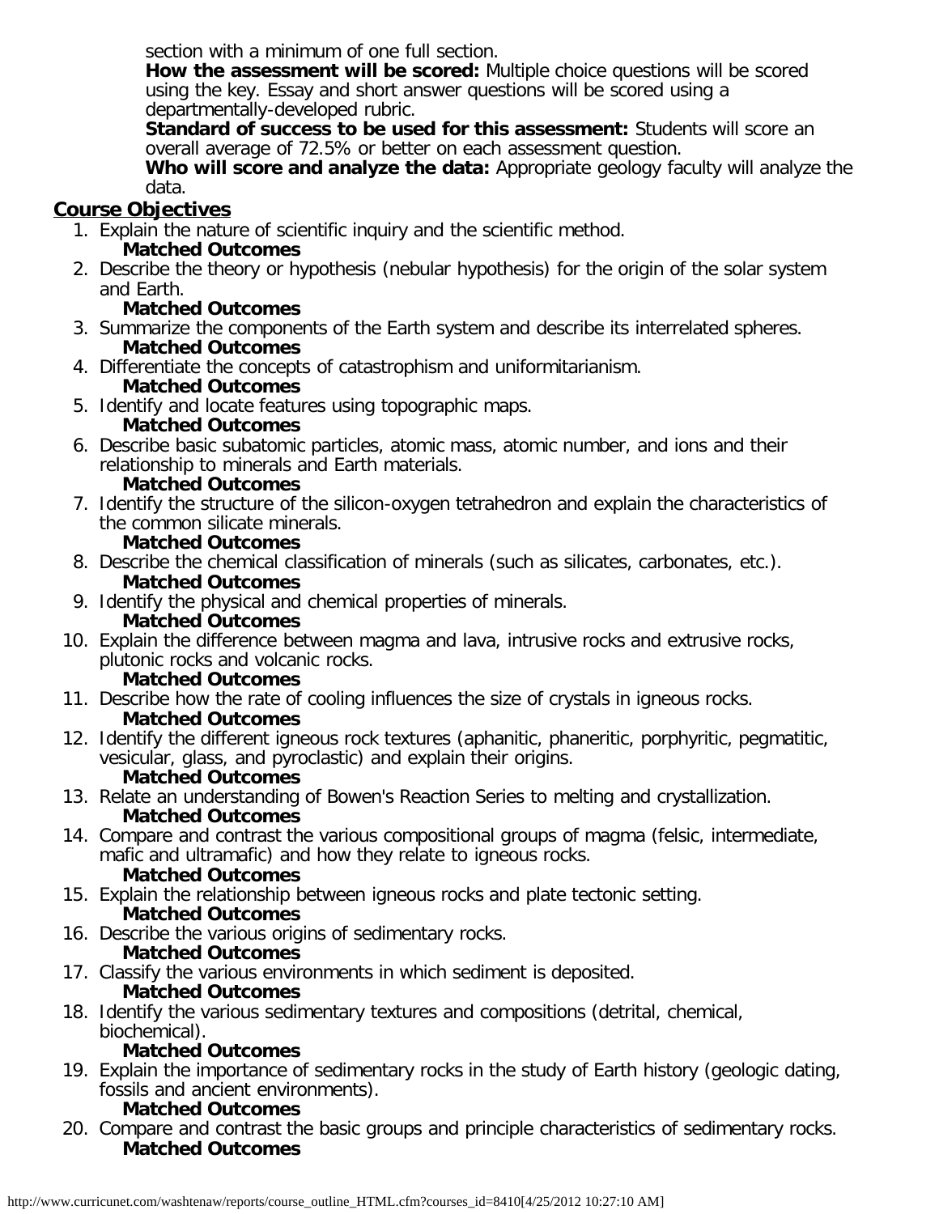section with a minimum of one full section.

**How the assessment will be scored:** Multiple choice questions will be scored using the key. Essay and short answer questions will be scored using a departmentally-developed rubric.

**Standard of success to be used for this assessment:** Students will score an overall average of 72.5% or better on each assessment question.

**Who will score and analyze the data:** Appropriate geology faculty will analyze the data.

## Course Objectives

1. Explain the nature of scientific inquiry and the scientific method.
   **Matched Outcomes**
2. Describe the theory or hypothesis (nebular hypothesis) for the origin of the solar system and Earth.
   **Matched Outcomes**
3. Summarize the components of the Earth system and describe its interrelated spheres.
   **Matched Outcomes**
4. Differentiate the concepts of catastrophism and uniformitarianism.
   **Matched Outcomes**
5. Identify and locate features using topographic maps.
   **Matched Outcomes**
6. Describe basic subatomic particles, atomic mass, atomic number, and ions and their relationship to minerals and Earth materials.
   **Matched Outcomes**
7. Identify the structure of the silicon-oxygen tetrahedron and explain the characteristics of the common silicate minerals.
   **Matched Outcomes**
8. Describe the chemical classification of minerals (such as silicates, carbonates, etc.).
   **Matched Outcomes**
9. Identify the physical and chemical properties of minerals.
   **Matched Outcomes**
10. Explain the difference between magma and lava, intrusive rocks and extrusive rocks, plutonic rocks and volcanic rocks.
    **Matched Outcomes**
11. Describe how the rate of cooling influences the size of crystals in igneous rocks.
    **Matched Outcomes**
12. Identify the different igneous rock textures (aphanitic, phaneritic, porphyritic, pegmatitic, vesicular, glass, and pyroclastic) and explain their origins.
    **Matched Outcomes**
13. Relate an understanding of Bowen's Reaction Series to melting and crystallization.
    **Matched Outcomes**
14. Compare and contrast the various compositional groups of magma (felsic, intermediate, mafic and ultramafic) and how they relate to igneous rocks.
    **Matched Outcomes**
15. Explain the relationship between igneous rocks and plate tectonic setting.
    **Matched Outcomes**
16. Describe the various origins of sedimentary rocks.
    **Matched Outcomes**
17. Classify the various environments in which sediment is deposited.
    **Matched Outcomes**
18. Identify the various sedimentary textures and compositions (detrital, chemical, biochemical).
    **Matched Outcomes**
19. Explain the importance of sedimentary rocks in the study of Earth history (geologic dating, fossils and ancient environments).
    **Matched Outcomes**
20. Compare and contrast the basic groups and principle characteristics of sedimentary rocks.
    **Matched Outcomes**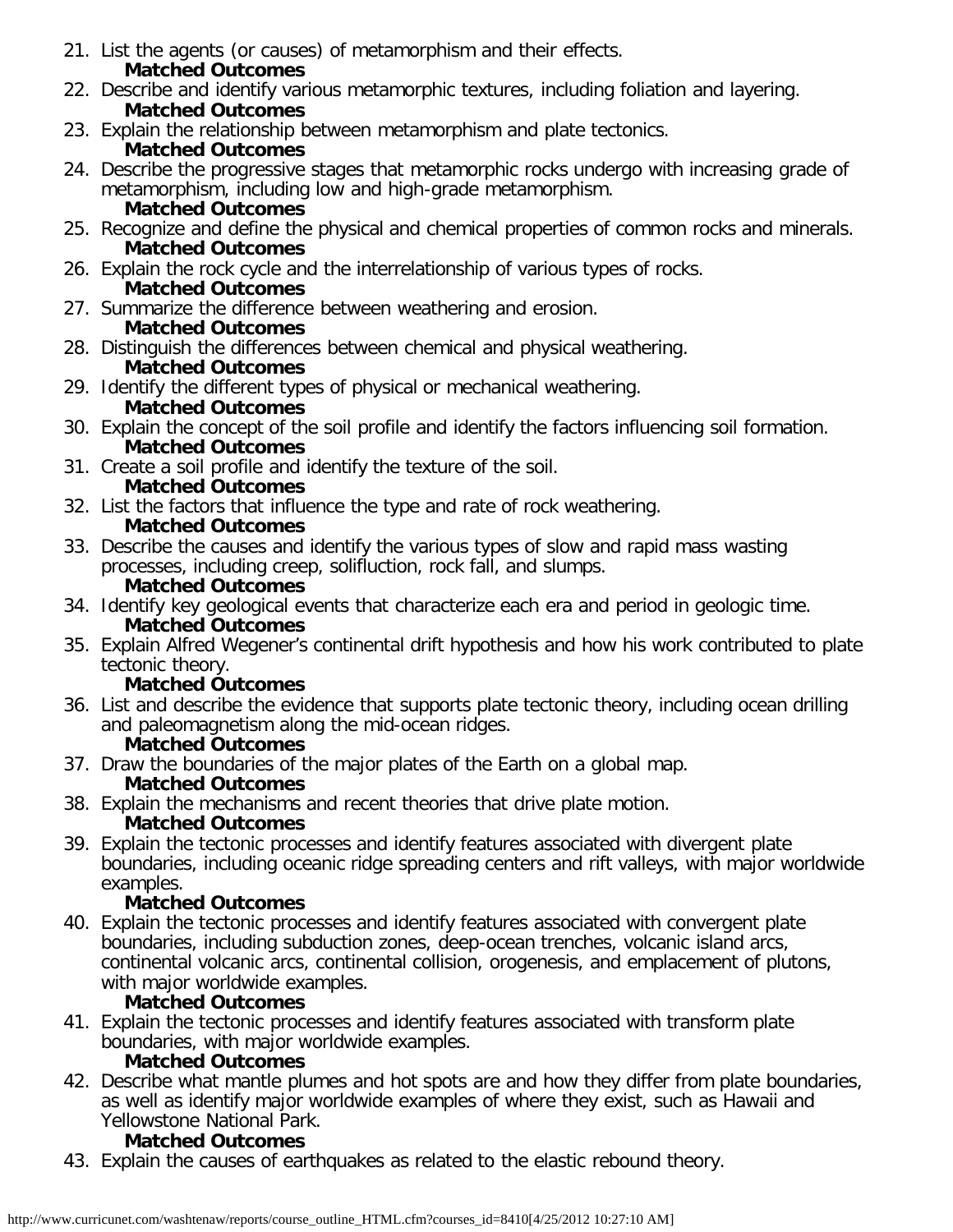21. List the agents (or causes) of metamorphism and their effects.
    **Matched Outcomes**
22. Describe and identify various metamorphic textures, including foliation and layering.
    **Matched Outcomes**
23. Explain the relationship between metamorphism and plate tectonics.
    **Matched Outcomes**
24. Describe the progressive stages that metamorphic rocks undergo with increasing grade of metamorphism, including low and high-grade metamorphism.
    **Matched Outcomes**
25. Recognize and define the physical and chemical properties of common rocks and minerals.
    **Matched Outcomes**
26. Explain the rock cycle and the interrelationship of various types of rocks.
    **Matched Outcomes**
27. Summarize the difference between weathering and erosion.
    **Matched Outcomes**
28. Distinguish the differences between chemical and physical weathering.
    **Matched Outcomes**
29. Identify the different types of physical or mechanical weathering.
    **Matched Outcomes**
30. Explain the concept of the soil profile and identify the factors influencing soil formation.
    **Matched Outcomes**
31. Create a soil profile and identify the texture of the soil.
    **Matched Outcomes**
32. List the factors that influence the type and rate of rock weathering.
    **Matched Outcomes**
33. Describe the causes and identify the various types of slow and rapid mass wasting processes, including creep, solifluction, rock fall, and slumps.
    **Matched Outcomes**
34. Identify key geological events that characterize each era and period in geologic time.
    **Matched Outcomes**
35. Explain Alfred Wegener's continental drift hypothesis and how his work contributed to plate tectonic theory.
    **Matched Outcomes**
36. List and describe the evidence that supports plate tectonic theory, including ocean drilling and paleomagnetism along the mid-ocean ridges.
    **Matched Outcomes**
37. Draw the boundaries of the major plates of the Earth on a global map.
    **Matched Outcomes**
38. Explain the mechanisms and recent theories that drive plate motion.
    **Matched Outcomes**
39. Explain the tectonic processes and identify features associated with divergent plate boundaries, including oceanic ridge spreading centers and rift valleys, with major worldwide examples.
    **Matched Outcomes**
40. Explain the tectonic processes and identify features associated with convergent plate boundaries, including subduction zones, deep-ocean trenches, volcanic island arcs, continental volcanic arcs, continental collision, orogenesis, and emplacement of plutons, with major worldwide examples.
    **Matched Outcomes**
41. Explain the tectonic processes and identify features associated with transform plate boundaries, with major worldwide examples.
    **Matched Outcomes**
42. Describe what mantle plumes and hot spots are and how they differ from plate boundaries, as well as identify major worldwide examples of where they exist, such as Hawaii and Yellowstone National Park.
    **Matched Outcomes**
43. Explain the causes of earthquakes as related to the elastic rebound theory.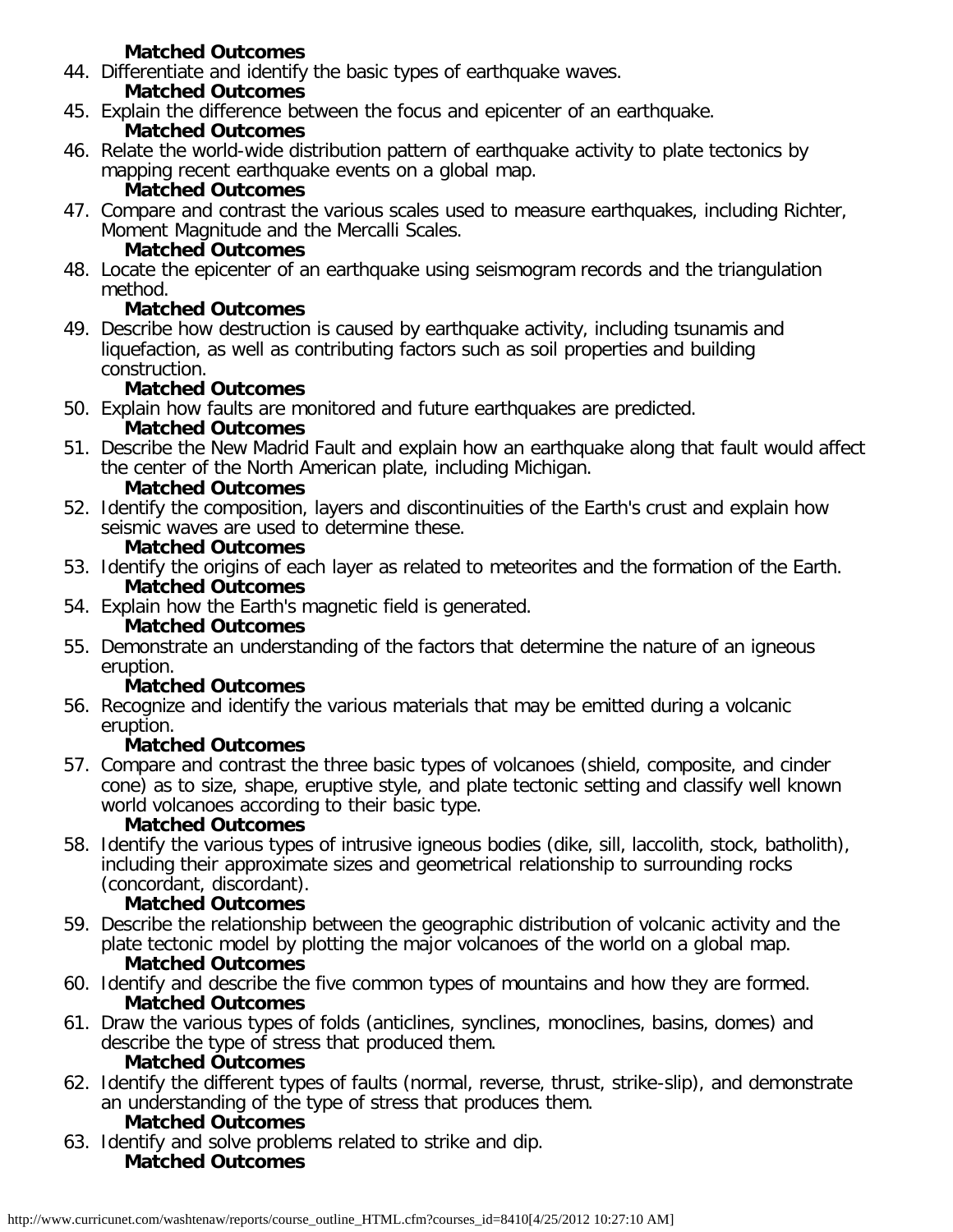**Matched Outcomes**

44. Differentiate and identify the basic types of earthquake waves.
    **Matched Outcomes**
45. Explain the difference between the focus and epicenter of an earthquake.
    **Matched Outcomes**
46. Relate the world-wide distribution pattern of earthquake activity to plate tectonics by mapping recent earthquake events on a global map.
    **Matched Outcomes**
47. Compare and contrast the various scales used to measure earthquakes, including Richter, Moment Magnitude and the Mercalli Scales.
    **Matched Outcomes**
48. Locate the epicenter of an earthquake using seismogram records and the triangulation method.
    **Matched Outcomes**
49. Describe how destruction is caused by earthquake activity, including tsunamis and liquefaction, as well as contributing factors such as soil properties and building construction.
    **Matched Outcomes**
50. Explain how faults are monitored and future earthquakes are predicted.
    **Matched Outcomes**
51. Describe the New Madrid Fault and explain how an earthquake along that fault would affect the center of the North American plate, including Michigan.
    **Matched Outcomes**
52. Identify the composition, layers and discontinuities of the Earth's crust and explain how seismic waves are used to determine these.
    **Matched Outcomes**
53. Identify the origins of each layer as related to meteorites and the formation of the Earth.
    **Matched Outcomes**
54. Explain how the Earth's magnetic field is generated.
    **Matched Outcomes**
55. Demonstrate an understanding of the factors that determine the nature of an igneous eruption.
    **Matched Outcomes**
56. Recognize and identify the various materials that may be emitted during a volcanic eruption.
    **Matched Outcomes**
57. Compare and contrast the three basic types of volcanoes (shield, composite, and cinder cone) as to size, shape, eruptive style, and plate tectonic setting and classify well known world volcanoes according to their basic type.
    **Matched Outcomes**
58. Identify the various types of intrusive igneous bodies (dike, sill, laccolith, stock, batholith), including their approximate sizes and geometrical relationship to surrounding rocks (concordant, discordant).
    **Matched Outcomes**
59. Describe the relationship between the geographic distribution of volcanic activity and the plate tectonic model by plotting the major volcanoes of the world on a global map.
    **Matched Outcomes**
60. Identify and describe the five common types of mountains and how they are formed.
    **Matched Outcomes**
61. Draw the various types of folds (anticlines, synclines, monoclines, basins, domes) and describe the type of stress that produced them.
    **Matched Outcomes**
62. Identify the different types of faults (normal, reverse, thrust, strike-slip), and demonstrate an understanding of the type of stress that produces them.
    **Matched Outcomes**
63. Identify and solve problems related to strike and dip.
    **Matched Outcomes**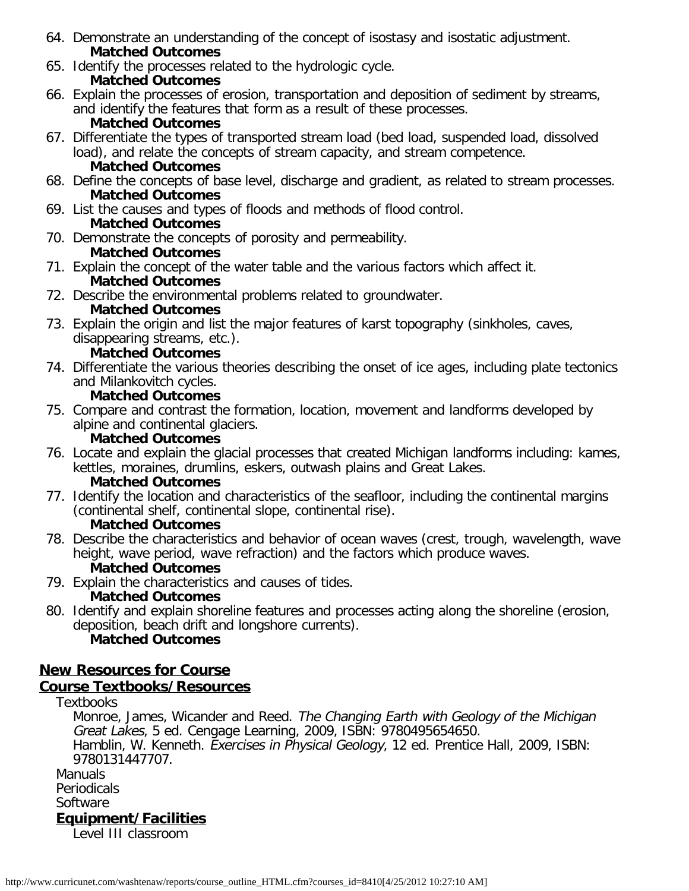64. Demonstrate an understanding of the concept of isostasy and isostatic adjustment.
    **Matched Outcomes**
65. Identify the processes related to the hydrologic cycle.
    **Matched Outcomes**
66. Explain the processes of erosion, transportation and deposition of sediment by streams, and identify the features that form as a result of these processes.
    **Matched Outcomes**
67. Differentiate the types of transported stream load (bed load, suspended load, dissolved load), and relate the concepts of stream capacity, and stream competence.
    **Matched Outcomes**
68. Define the concepts of base level, discharge and gradient, as related to stream processes.
    **Matched Outcomes**
69. List the causes and types of floods and methods of flood control.
    **Matched Outcomes**
70. Demonstrate the concepts of porosity and permeability.
    **Matched Outcomes**
71. Explain the concept of the water table and the various factors which affect it.
    **Matched Outcomes**
72. Describe the environmental problems related to groundwater.
    **Matched Outcomes**
73. Explain the origin and list the major features of karst topography (sinkholes, caves, disappearing streams, etc.).
    **Matched Outcomes**
74. Differentiate the various theories describing the onset of ice ages, including plate tectonics and Milankovitch cycles.
    **Matched Outcomes**
75. Compare and contrast the formation, location, movement and landforms developed by alpine and continental glaciers.
    **Matched Outcomes**
76. Locate and explain the glacial processes that created Michigan landforms including: kames, kettles, moraines, drumlins, eskers, outwash plains and Great Lakes.
    **Matched Outcomes**
77. Identify the location and characteristics of the seafloor, including the continental margins (continental shelf, continental slope, continental rise).
    **Matched Outcomes**
78. Describe the characteristics and behavior of ocean waves (crest, trough, wavelength, wave height, wave period, wave refraction) and the factors which produce waves.
    **Matched Outcomes**
79. Explain the characteristics and causes of tides.
    **Matched Outcomes**
80. Identify and explain shoreline features and processes acting along the shoreline (erosion, deposition, beach drift and longshore currents).
    **Matched Outcomes**

## New Resources for Course

## Course Textbooks/Resources

Textbooks

Monroe, James, Wicander and Reed. *The Changing Earth with Geology of the Michigan Great Lakes*, 5 ed. Cengage Learning, 2009, ISBN: 9780495654650.
Hamblin, W. Kenneth. *Exercises in Physical Geology*, 12 ed. Prentice Hall, 2009, ISBN: 9780131447707.

Manuals
Periodicals
Software

### Equipment/Facilities

Level III classroom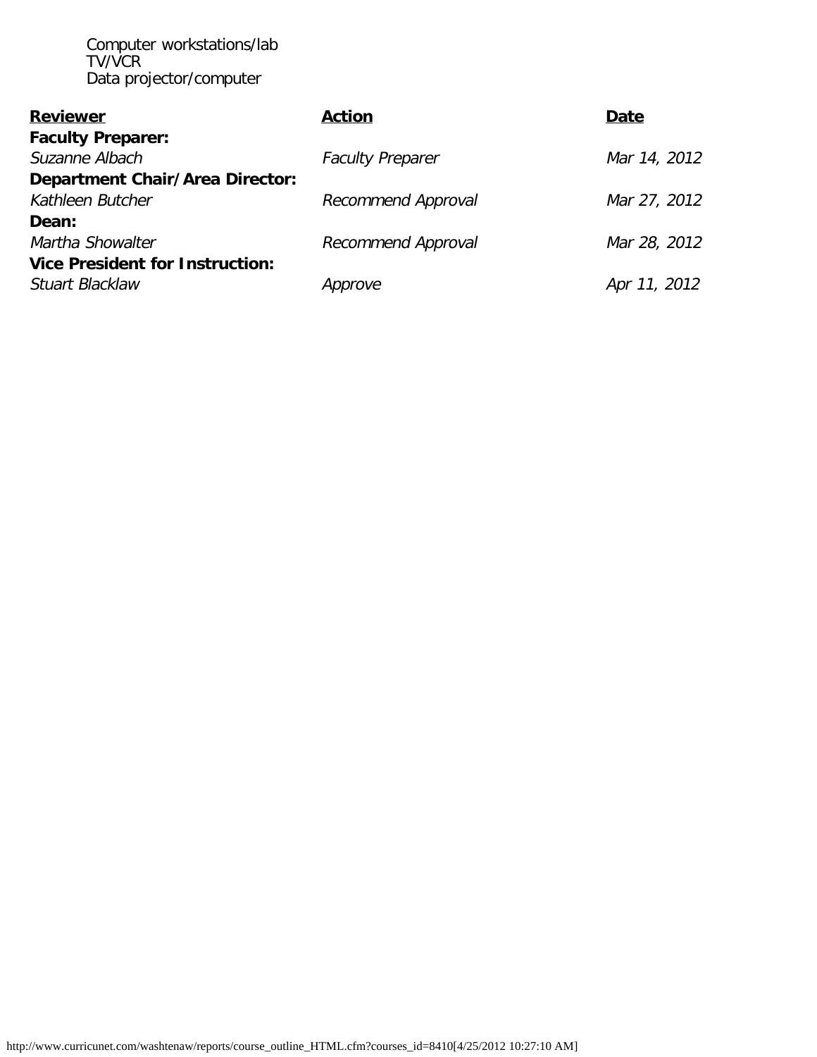Computer workstations/lab
TV/VCR
Data projector/computer

| Reviewer | Action | Date |
| --- | --- | --- |
| **Faculty Preparer:** | | |
| *Suzanne Albach* | *Faculty Preparer* | *Mar 14, 2012* |
| **Department Chair/Area Director:** | | |
| *Kathleen Butcher* | *Recommend Approval* | *Mar 27, 2012* |
| **Dean:** | | |
| *Martha Showalter* | *Recommend Approval* | *Mar 28, 2012* |
| **Vice President for Instruction:** | | |
| *Stuart Blacklaw* | *Approve* | *Apr 11, 2012* |